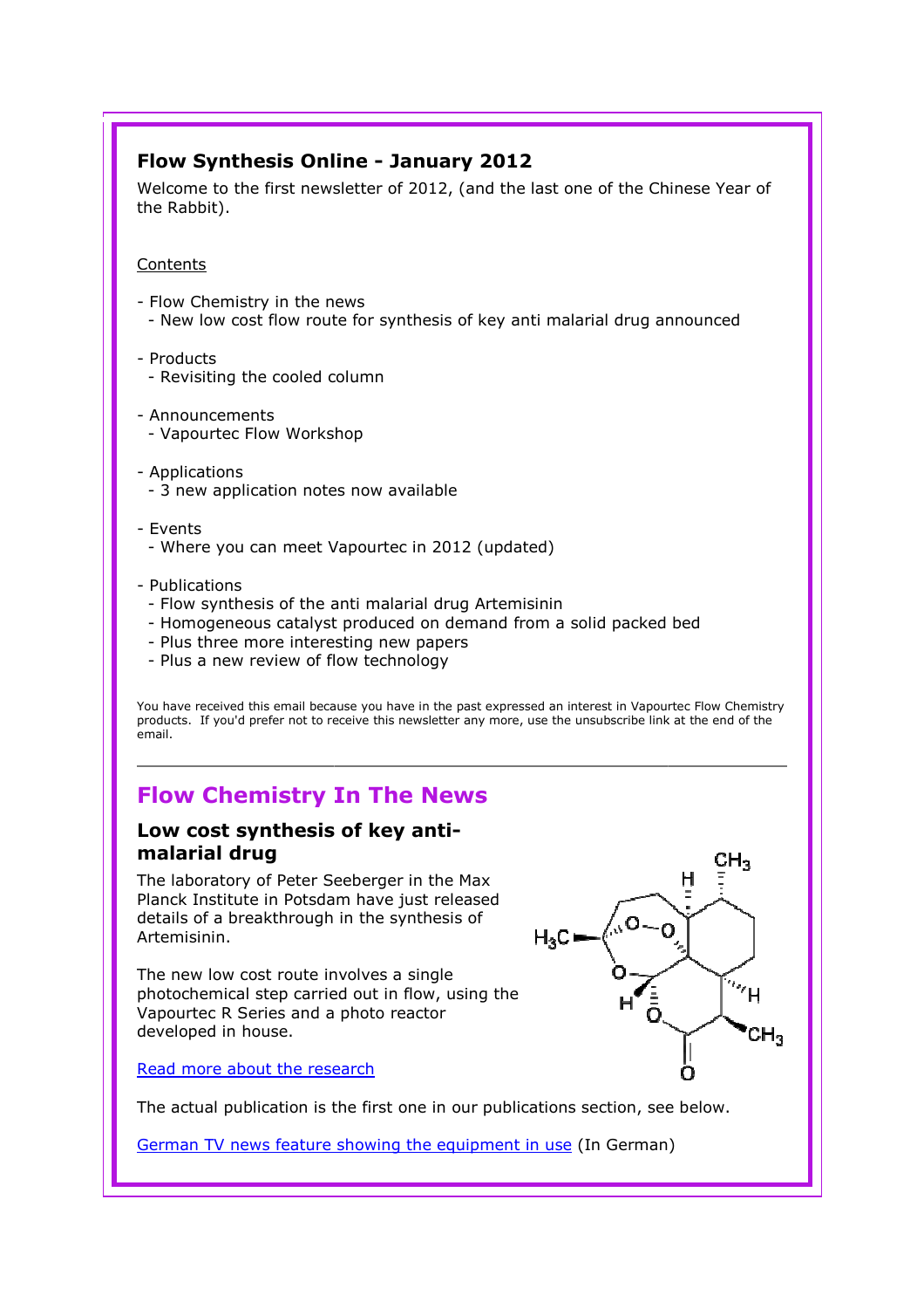## Flow Synthesis Online - January 2012

Welcome to the first newsletter of 2012, (and the last one of the Chinese Year of the Rabbit).

Contents

- Flow Chemistry in the news
  - New low cost flow route for synthesis of key anti malarial drug announced
- Products
  - Revisiting the cooled column
- Announcements
  - Vapourtec Flow Workshop
- Applications
  - 3 new application notes now available
- Events
  - Where you can meet Vapourtec in 2012 (updated)
- Publications
  - Flow synthesis of the anti malarial drug Artemisinin
  - Homogeneous catalyst produced on demand from a solid packed bed
  - Plus three more interesting new papers
  - Plus a new review of flow technology

You have received this email because you have in the past expressed an interest in Vapourtec Flow Chemistry products. If you'd prefer not to receive this newsletter any more, use the unsubscribe link at the end of the email.

---

# Flow Chemistry In The News

### Low cost synthesis of key anti-malarial drug

The laboratory of Peter Seeberger in the Max Planck Institute in Potsdam have just released details of a breakthrough in the synthesis of Artemisinin.

The new low cost route involves a single photochemical step carried out in flow, using the Vapourtec R Series and a photo reactor developed in house.

[Read more about the research]

The actual publication is the first one in our publications section, see below.

[German TV news feature showing the equipment in use] (In German)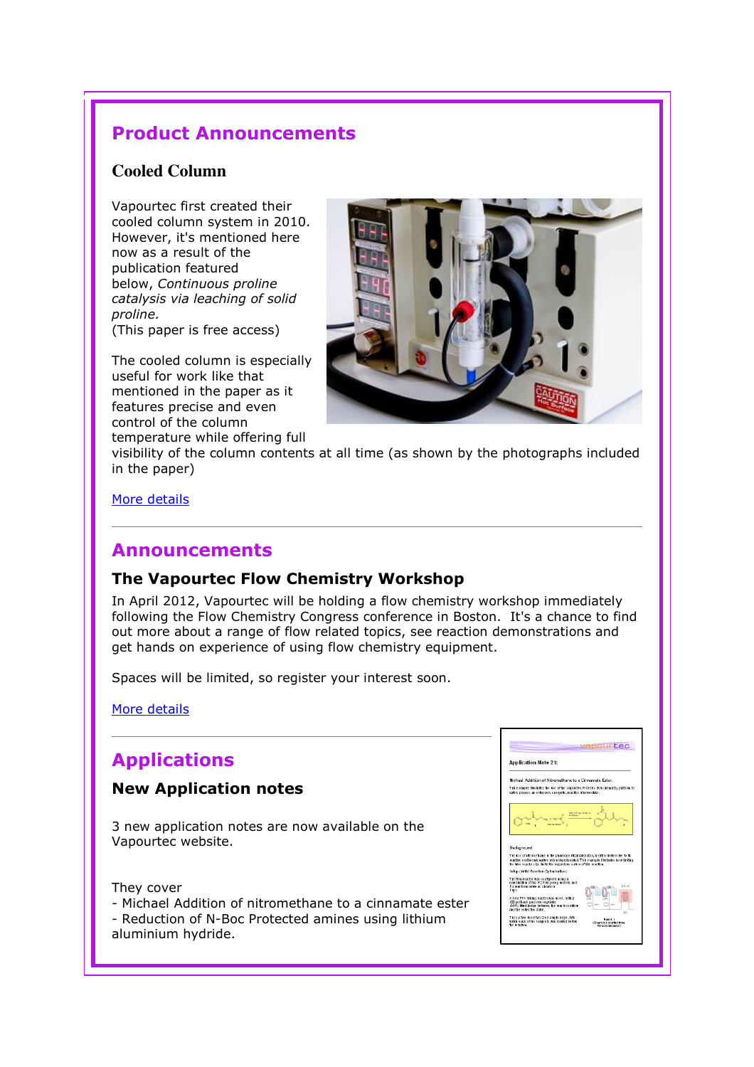## Product Announcements

### Cooled Column

Vapourtec first created their cooled column system in 2010. However, it's mentioned here now as a result of the publication featured below, *Continuous proline catalysis via leaching of solid proline.*
(This paper is free access)

The cooled column is especially useful for work like that mentioned in the paper as it features precise and even control of the column temperature while offering full visibility of the column contents at all time (as shown by the photographs included in the paper)

More details

---

## Announcements

### The Vapourtec Flow Chemistry Workshop

In April 2012, Vapourtec will be holding a flow chemistry workshop immediately following the Flow Chemistry Congress conference in Boston. It's a chance to find out more about a range of flow related topics, see reaction demonstrations and get hands on experience of using flow chemistry equipment.

Spaces will be limited, so register your interest soon.

More details

---

## Applications

### New Application notes

3 new application notes are now available on the Vapourtec website.

They cover
- Michael Addition of nitromethane to a cinnamate ester
- Reduction of N-Boc Protected amines using lithium aluminium hydride.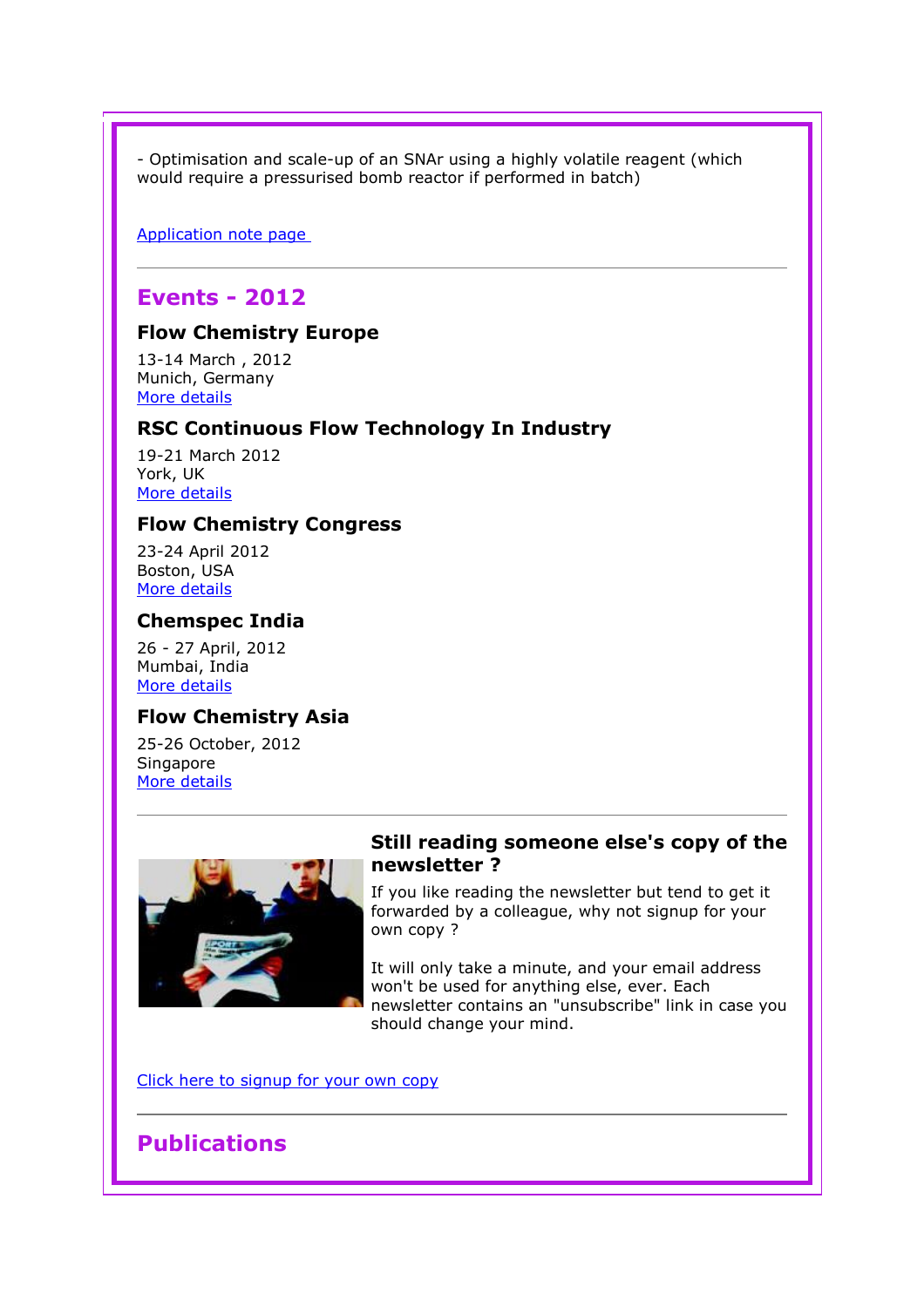- Optimisation and scale-up of an SNAr using a highly volatile reagent (which would require a pressurised bomb reactor if performed in batch)

Application note page

---

## Events - 2012

### Flow Chemistry Europe

13-14 March , 2012
Munich, Germany
More details

### RSC Continuous Flow Technology In Industry

19-21 March 2012
York, UK
More details

### Flow Chemistry Congress

23-24 April 2012
Boston, USA
More details

### Chemspec India

26 - 27 April, 2012
Mumbai, India
More details

### Flow Chemistry Asia

25-26 October, 2012
Singapore
More details

---

### Still reading someone else's copy of the newsletter ?

If you like reading the newsletter but tend to get it forwarded by a colleague, why not signup for your own copy ?

It will only take a minute, and your email address won't be used for anything else, ever. Each newsletter contains an "unsubscribe" link in case you should change your mind.

Click here to signup for your own copy

---

## Publications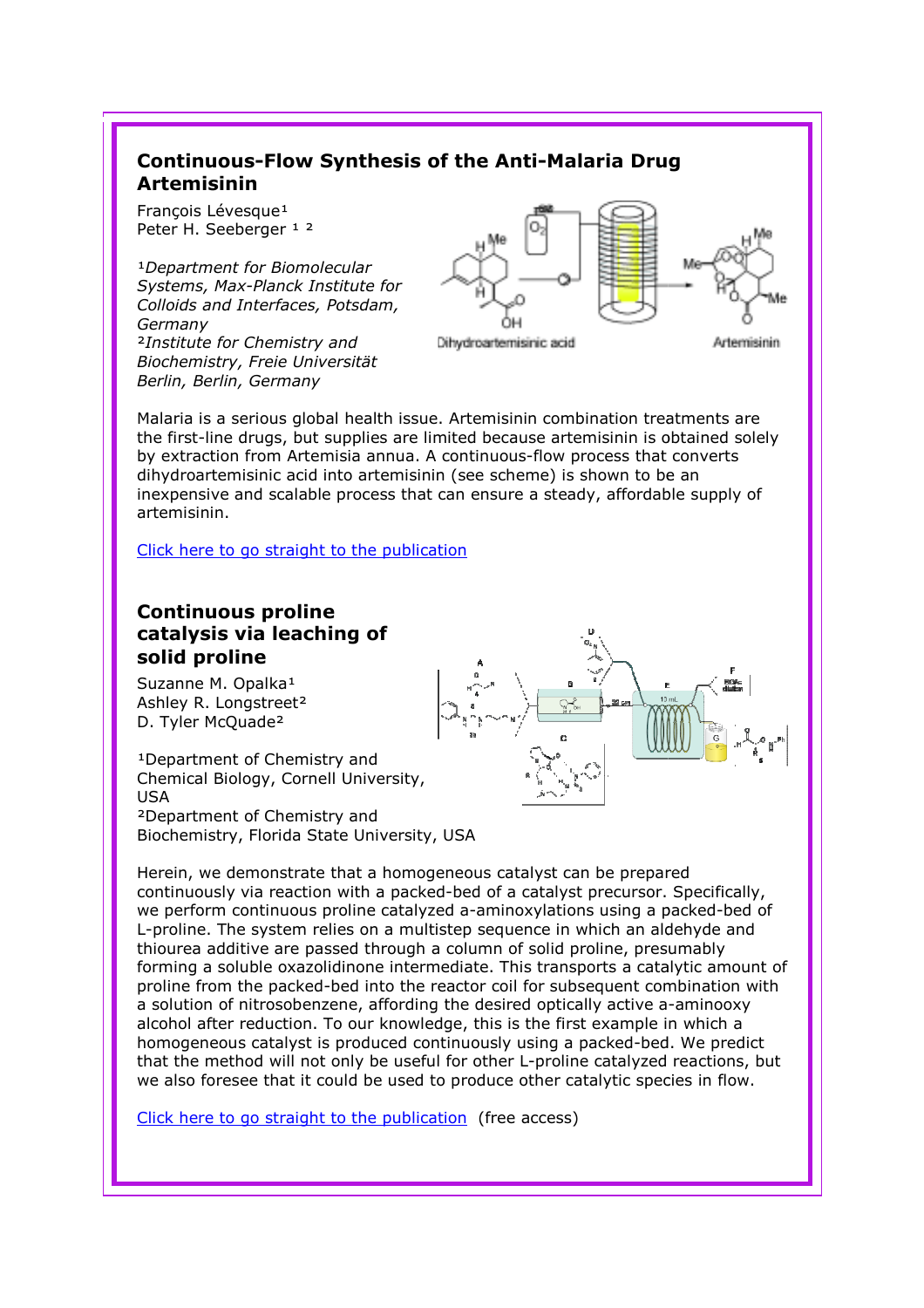## Continuous-Flow Synthesis of the Anti-Malaria Drug Artemisinin

François Lévesque[1]
Peter H. Seeberger [1 2]

[1]*Department for Biomolecular Systems, Max-Planck Institute for Colloids and Interfaces, Potsdam, Germany*
[2]*Institute for Chemistry and Biochemistry, Freie Universität Berlin, Berlin, Germany*

Malaria is a serious global health issue. Artemisinin combination treatments are the first-line drugs, but supplies are limited because artemisinin is obtained solely by extraction from Artemisia annua. A continuous-flow process that converts dihydroartemisinic acid into artemisinin (see scheme) is shown to be an inexpensive and scalable process that can ensure a steady, affordable supply of artemisinin.

Click here to go straight to the publication

## Continuous proline catalysis via leaching of solid proline

Suzanne M. Opalka[1]
Ashley R. Longstreet[2]
D. Tyler McQuade[2]

[1]Department of Chemistry and Chemical Biology, Cornell University, USA
[2]Department of Chemistry and Biochemistry, Florida State University, USA

Herein, we demonstrate that a homogeneous catalyst can be prepared continuously via reaction with a packed-bed of a catalyst precursor. Specifically, we perform continuous proline catalyzed a-aminoxylations using a packed-bed of L-proline. The system relies on a multistep sequence in which an aldehyde and thiourea additive are passed through a column of solid proline, presumably forming a soluble oxazolidinone intermediate. This transports a catalytic amount of proline from the packed-bed into the reactor coil for subsequent combination with a solution of nitrosobenzene, affording the desired optically active a-aminooxy alcohol after reduction. To our knowledge, this is the first example in which a homogeneous catalyst is produced continuously using a packed-bed. We predict that the method will not only be useful for other L-proline catalyzed reactions, but we also foresee that it could be used to produce other catalytic species in flow.

Click here to go straight to the publication (free access)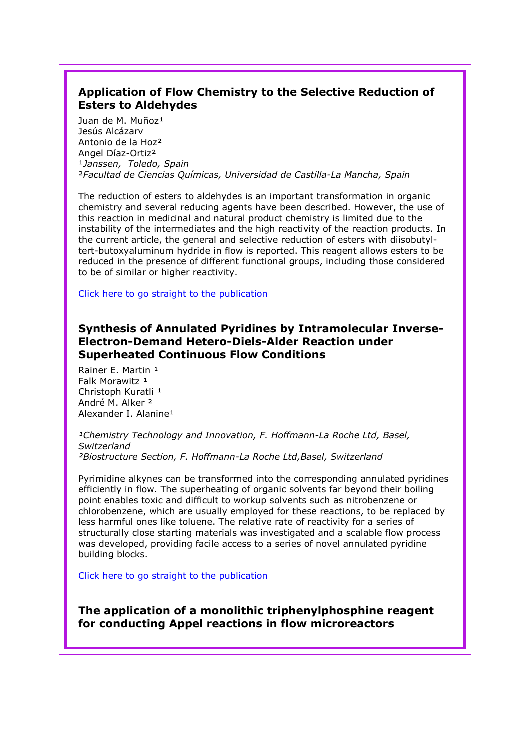## Application of Flow Chemistry to the Selective Reduction of Esters to Aldehydes

Juan de M. Muñoz[1]
Jesús Alcázarv
Antonio de la Hoz[2]
Angel Díaz-Ortiz[2]
[1]*Janssen, Toledo, Spain*
[2]*Facultad de Ciencias Químicas, Universidad de Castilla-La Mancha, Spain*

The reduction of esters to aldehydes is an important transformation in organic chemistry and several reducing agents have been described. However, the use of this reaction in medicinal and natural product chemistry is limited due to the instability of the intermediates and the high reactivity of the reaction products. In the current article, the general and selective reduction of esters with diisobutyl-tert-butoxyaluminum hydride in flow is reported. This reagent allows esters to be reduced in the presence of different functional groups, including those considered to be of similar or higher reactivity.

Click here to go straight to the publication

## Synthesis of Annulated Pyridines by Intramolecular Inverse-Electron-Demand Hetero-Diels-Alder Reaction under Superheated Continuous Flow Conditions

Rainer E. Martin [1]
Falk Morawitz [1]
Christoph Kuratli [1]
André M. Alker [2]
Alexander I. Alanine[1]

[1]*Chemistry Technology and Innovation, F. Hoffmann-La Roche Ltd, Basel, Switzerland*
[2]*Biostructure Section, F. Hoffmann-La Roche Ltd,Basel, Switzerland*

Pyrimidine alkynes can be transformed into the corresponding annulated pyridines efficiently in flow. The superheating of organic solvents far beyond their boiling point enables toxic and difficult to workup solvents such as nitrobenzene or chlorobenzene, which are usually employed for these reactions, to be replaced by less harmful ones like toluene. The relative rate of reactivity for a series of structurally close starting materials was investigated and a scalable flow process was developed, providing facile access to a series of novel annulated pyridine building blocks.

Click here to go straight to the publication

## The application of a monolithic triphenylphosphine reagent for conducting Appel reactions in flow microreactors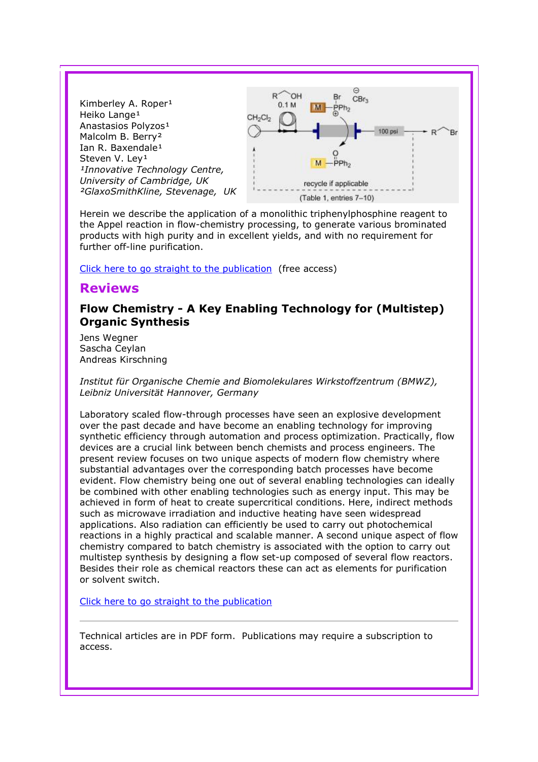Kimberley A. Roper[1]
Heiko Lange[1]
Anastasios Polyzos[1]
Malcolm B. Berry[2]
Ian R. Baxendale[1]
Steven V. Ley[1]
*[1]Innovative Technology Centre, University of Cambridge, UK*
*[2]GlaxoSmithKline, Stevenage, UK*

Herein we describe the application of a monolithic triphenylphosphine reagent to the Appel reaction in flow-chemistry processing, to generate various brominated products with high purity and in excellent yields, and with no requirement for further off-line purification.

Click here to go straight to the publication (free access)

## Reviews

### Flow Chemistry - A Key Enabling Technology for (Multistep) Organic Synthesis

Jens Wegner
Sascha Ceylan
Andreas Kirschning

*Institut für Organische Chemie and Biomolekulares Wirkstoffzentrum (BMWZ), Leibniz Universität Hannover, Germany*

Laboratory scaled flow-through processes have seen an explosive development over the past decade and have become an enabling technology for improving synthetic efficiency through automation and process optimization. Practically, flow devices are a crucial link between bench chemists and process engineers. The present review focuses on two unique aspects of modern flow chemistry where substantial advantages over the corresponding batch processes have become evident. Flow chemistry being one out of several enabling technologies can ideally be combined with other enabling technologies such as energy input. This may be achieved in form of heat to create supercritical conditions. Here, indirect methods such as microwave irradiation and inductive heating have seen widespread applications. Also radiation can efficiently be used to carry out photochemical reactions in a highly practical and scalable manner. A second unique aspect of flow chemistry compared to batch chemistry is associated with the option to carry out multistep synthesis by designing a flow set-up composed of several flow reactors. Besides their role as chemical reactors these can act as elements for purification or solvent switch.

Click here to go straight to the publication

---

Technical articles are in PDF form. Publications may require a subscription to access.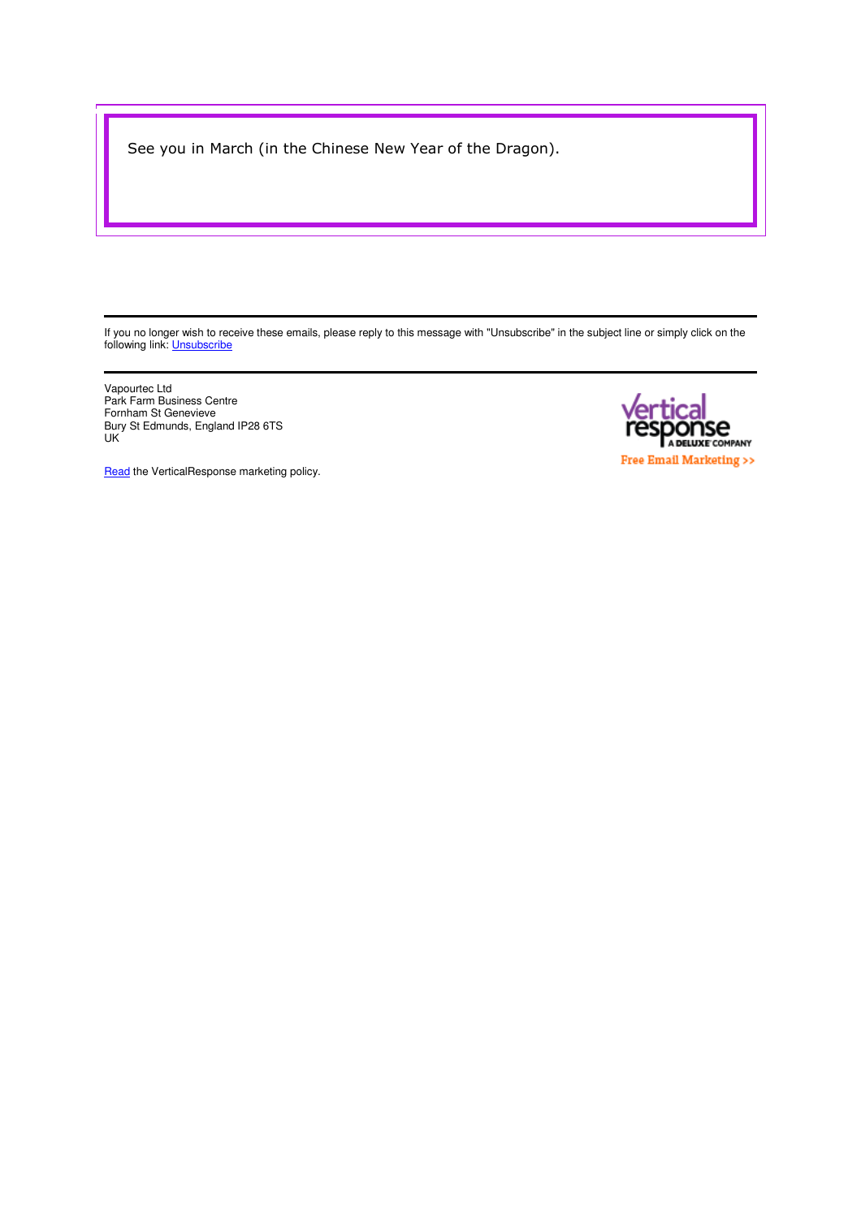See you in March (in the Chinese New Year of the Dragon).

---

If you no longer wish to receive these emails, please reply to this message with "Unsubscribe" in the subject line or simply click on the following link: Unsubscribe

---

Vapourtec Ltd
Park Farm Business Centre
Fornham St Genevieve
Bury St Edmunds, England IP28 6TS
UK

Read the VerticalResponse marketing policy.

Vertical response A DELUXE COMPANY
Free Email Marketing >>